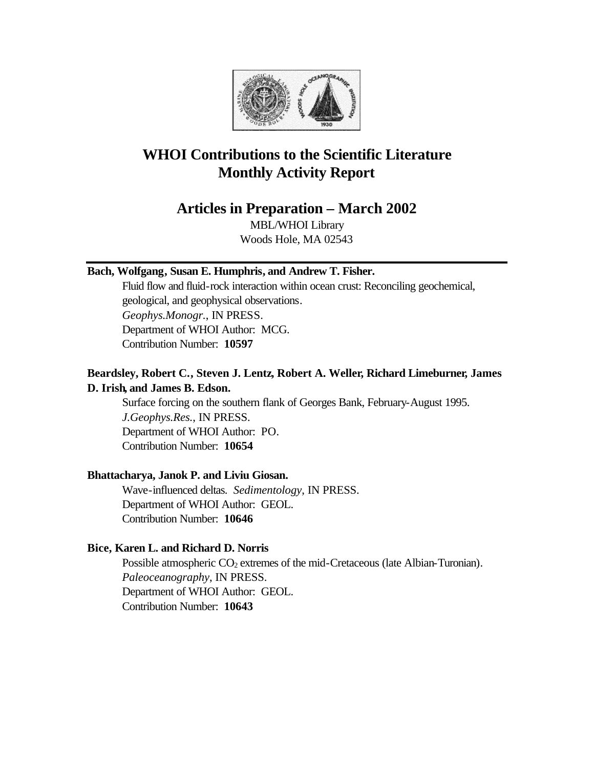# WHOI Contributions to the Scientific Literature
# Monthly Activity Report

## Articles in Preparation – March 2002

MBL/WHOI Library
Woods Hole, MA 02543

---

**Bach, Wolfgang, Susan E. Humphris, and Andrew T. Fisher.**

Fluid flow and fluid-rock interaction within ocean crust: Reconciling geochemical, geological, and geophysical observations.
*Geophys.Monogr.*, IN PRESS.
Department of WHOI Author: MCG.
Contribution Number: **10597**

**Beardsley, Robert C., Steven J. Lentz, Robert A. Weller, Richard Limeburner, James D. Irish, and James B. Edson.**

Surface forcing on the southern flank of Georges Bank, February-August 1995.
*J.Geophys.Res.*, IN PRESS.
Department of WHOI Author: PO.
Contribution Number: **10654**

**Bhattacharya, Janok P. and Liviu Giosan.**

Wave-influenced deltas. *Sedimentology*, IN PRESS.
Department of WHOI Author: GEOL.
Contribution Number: **10646**

**Bice, Karen L. and Richard D. Norris**

Possible atmospheric $CO_2$ extremes of the mid-Cretaceous (late Albian-Turonian).
*Paleoceanography*, IN PRESS.
Department of WHOI Author: GEOL.
Contribution Number: **10643**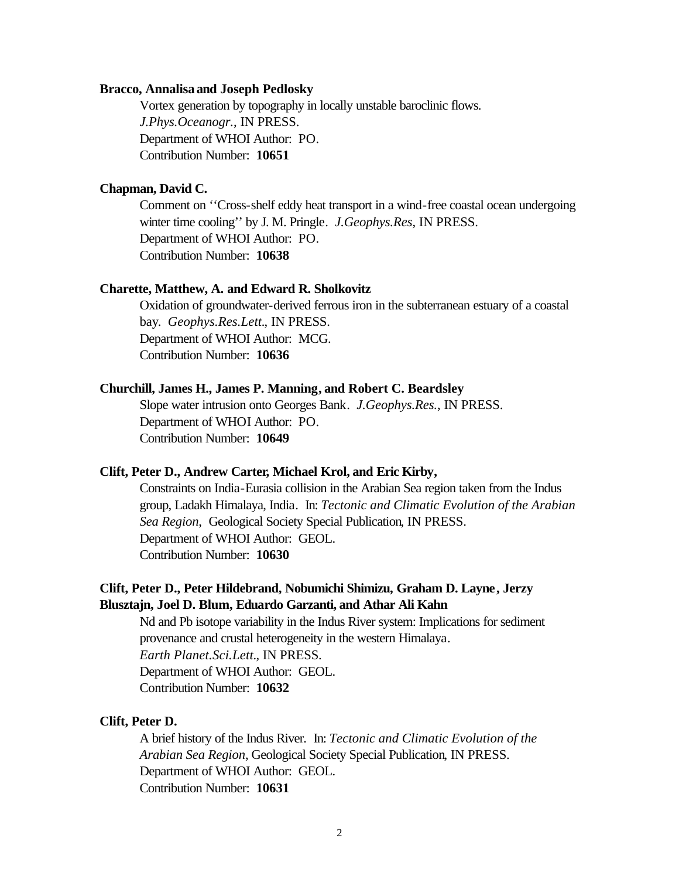**Bracco, Annalisa and Joseph Pedlosky**

Vortex generation by topography in locally unstable baroclinic flows.
*J.Phys.Oceanogr.*, IN PRESS.
Department of WHOI Author: PO.
Contribution Number: **10651**

**Chapman, David C.**

Comment on ''Cross-shelf eddy heat transport in a wind-free coastal ocean undergoing winter time cooling'' by J. M. Pringle. *J.Geophys.Res*, IN PRESS.
Department of WHOI Author: PO.
Contribution Number: **10638**

**Charette, Matthew, A. and Edward R. Sholkovitz**

Oxidation of groundwater-derived ferrous iron in the subterranean estuary of a coastal bay. *Geophys.Res.Lett*., IN PRESS.
Department of WHOI Author: MCG.
Contribution Number: **10636**

**Churchill, James H., James P. Manning, and Robert C. Beardsley**

Slope water intrusion onto Georges Bank. *J.Geophys.Res.*, IN PRESS.
Department of WHOI Author: PO.
Contribution Number: **10649**

**Clift, Peter D., Andrew Carter, Michael Krol, and Eric Kirby,**

Constraints on India-Eurasia collision in the Arabian Sea region taken from the Indus group, Ladakh Himalaya, India. In: *Tectonic and Climatic Evolution of the Arabian Sea Region*, Geological Society Special Publication, IN PRESS.
Department of WHOI Author: GEOL.
Contribution Number: **10630**

**Clift, Peter D., Peter Hildebrand, Nobumichi Shimizu, Graham D. Layne, Jerzy Blusztajn, Joel D. Blum, Eduardo Garzanti, and Athar Ali Kahn**

Nd and Pb isotope variability in the Indus River system: Implications for sediment provenance and crustal heterogeneity in the western Himalaya.
*Earth Planet.Sci.Lett*., IN PRESS.
Department of WHOI Author: GEOL.
Contribution Number: **10632**

**Clift, Peter D.**

A brief history of the Indus River. In: *Tectonic and Climatic Evolution of the Arabian Sea Region*, Geological Society Special Publication, IN PRESS.
Department of WHOI Author: GEOL.
Contribution Number: **10631**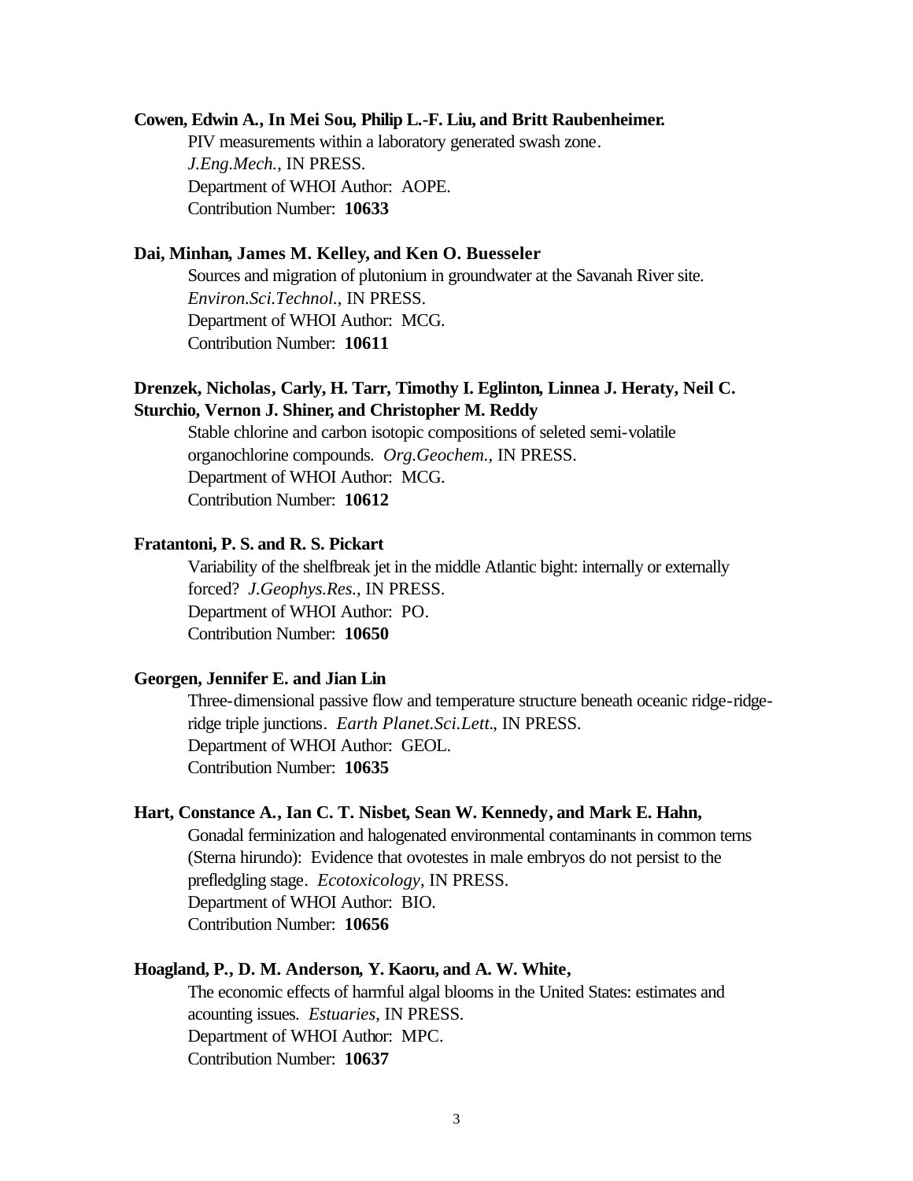**Cowen, Edwin A., In Mei Sou, Philip L.-F. Liu, and Britt Raubenheimer.**

PIV measurements within a laboratory generated swash zone.
*J.Eng.Mech.*, IN PRESS.
Department of WHOI Author: AOPE.
Contribution Number: **10633**

**Dai, Minhan, James M. Kelley, and Ken O. Buesseler**

Sources and migration of plutonium in groundwater at the Savanah River site.
*Environ.Sci.Technol.*, IN PRESS.
Department of WHOI Author: MCG.
Contribution Number: **10611**

**Drenzek, Nicholas, Carly, H. Tarr, Timothy I. Eglinton, Linnea J. Heraty, Neil C. Sturchio, Vernon J. Shiner, and Christopher M. Reddy**

Stable chlorine and carbon isotopic compositions of seleted semi-volatile organochlorine compounds. *Org.Geochem.*, IN PRESS.
Department of WHOI Author: MCG.
Contribution Number: **10612**

**Fratantoni, P. S. and R. S. Pickart**

Variability of the shelfbreak jet in the middle Atlantic bight: internally or externally forced? *J.Geophys.Res.*, IN PRESS.
Department of WHOI Author: PO.
Contribution Number: **10650**

**Georgen, Jennifer E. and Jian Lin**

Three-dimensional passive flow and temperature structure beneath oceanic ridge-ridge-ridge triple junctions. *Earth Planet.Sci.Lett.*, IN PRESS.
Department of WHOI Author: GEOL.
Contribution Number: **10635**

**Hart, Constance A., Ian C. T. Nisbet, Sean W. Kennedy, and Mark E. Hahn,**

Gonadal ferminization and halogenated environmental contaminants in common terns (Sterna hirundo): Evidence that ovotestes in male embryos do not persist to the prefledgling stage. *Ecotoxicology*, IN PRESS.
Department of WHOI Author: BIO.
Contribution Number: **10656**

**Hoagland, P., D. M. Anderson, Y. Kaoru, and A. W. White,**

The economic effects of harmful algal blooms in the United States: estimates and acounting issues. *Estuaries*, IN PRESS.
Department of WHOI Author: MPC.
Contribution Number: **10637**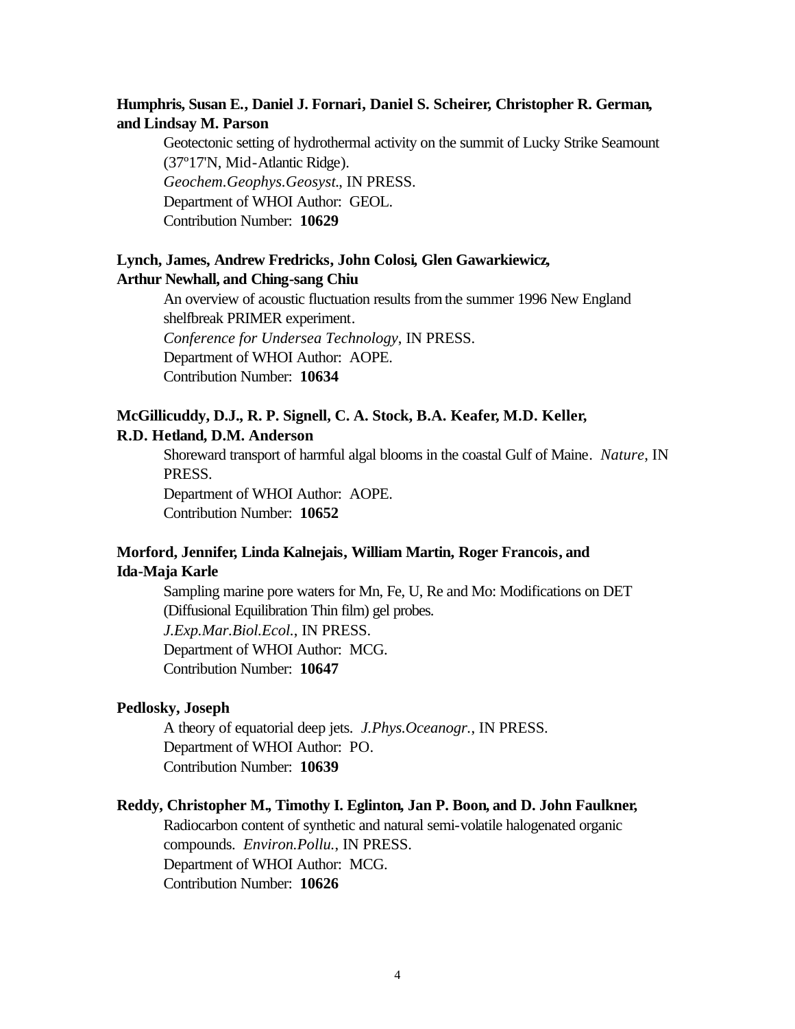**Humphris, Susan E., Daniel J. Fornari, Daniel S. Scheirer, Christopher R. German, and Lindsay M. Parson**

Geotectonic setting of hydrothermal activity on the summit of Lucky Strike Seamount (37º17'N, Mid-Atlantic Ridge).
*Geochem.Geophys.Geosyst.*, IN PRESS.
Department of WHOI Author: GEOL.
Contribution Number: **10629**

**Lynch, James, Andrew Fredricks, John Colosi, Glen Gawarkiewicz, Arthur Newhall, and Ching-sang Chiu**

An overview of acoustic fluctuation results from the summer 1996 New England shelfbreak PRIMER experiment.
*Conference for Undersea Technology*, IN PRESS.
Department of WHOI Author: AOPE.
Contribution Number: **10634**

**McGillicuddy, D.J., R. P. Signell, C. A. Stock, B.A. Keafer, M.D. Keller, R.D. Hetland, D.M. Anderson**

Shoreward transport of harmful algal blooms in the coastal Gulf of Maine. *Nature*, IN PRESS.
Department of WHOI Author: AOPE.
Contribution Number: **10652**

**Morford, Jennifer, Linda Kalnejais, William Martin, Roger Francois, and Ida-Maja Karle**

Sampling marine pore waters for Mn, Fe, U, Re and Mo: Modifications on DET (Diffusional Equilibration Thin film) gel probes.
*J.Exp.Mar.Biol.Ecol.*, IN PRESS.
Department of WHOI Author: MCG.
Contribution Number: **10647**

**Pedlosky, Joseph**

A theory of equatorial deep jets. *J.Phys.Oceanogr.*, IN PRESS.
Department of WHOI Author: PO.
Contribution Number: **10639**

**Reddy, Christopher M., Timothy I. Eglinton, Jan P. Boon, and D. John Faulkner,**

Radiocarbon content of synthetic and natural semi-volatile halogenated organic compounds. *Environ.Pollu.*, IN PRESS.
Department of WHOI Author: MCG.
Contribution Number: **10626**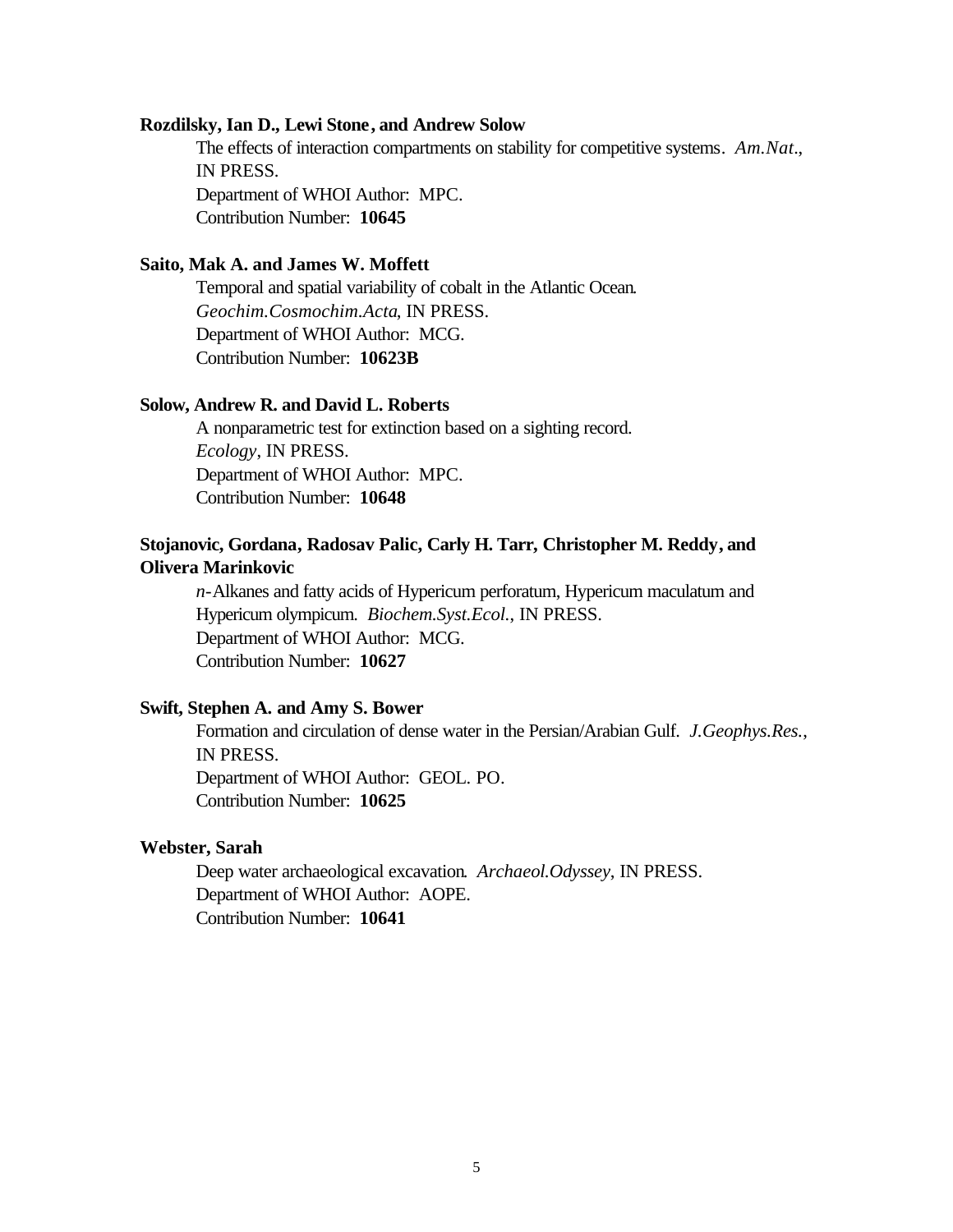**Rozdilsky, Ian D., Lewi Stone, and Andrew Solow**

The effects of interaction compartments on stability for competitive systems. *Am.Nat.*, IN PRESS.
Department of WHOI Author: MPC.
Contribution Number: **10645**

**Saito, Mak A. and James W. Moffett**

Temporal and spatial variability of cobalt in the Atlantic Ocean. *Geochim.Cosmochim.Acta*, IN PRESS.
Department of WHOI Author: MCG.
Contribution Number: **10623B**

**Solow, Andrew R. and David L. Roberts**

A nonparametric test for extinction based on a sighting record. *Ecology*, IN PRESS.
Department of WHOI Author: MPC.
Contribution Number: **10648**

**Stojanovic, Gordana, Radosav Palic, Carly H. Tarr, Christopher M. Reddy, and Olivera Marinkovic**

*n*-Alkanes and fatty acids of Hypericum perforatum, Hypericum maculatum and Hypericum olympicum. *Biochem.Syst.Ecol.*, IN PRESS.
Department of WHOI Author: MCG.
Contribution Number: **10627**

**Swift, Stephen A. and Amy S. Bower**

Formation and circulation of dense water in the Persian/Arabian Gulf. *J.Geophys.Res.*, IN PRESS.
Department of WHOI Author: GEOL. PO.
Contribution Number: **10625**

**Webster, Sarah**

Deep water archaeological excavation. *Archaeol.Odyssey*, IN PRESS.
Department of WHOI Author: AOPE.
Contribution Number: **10641**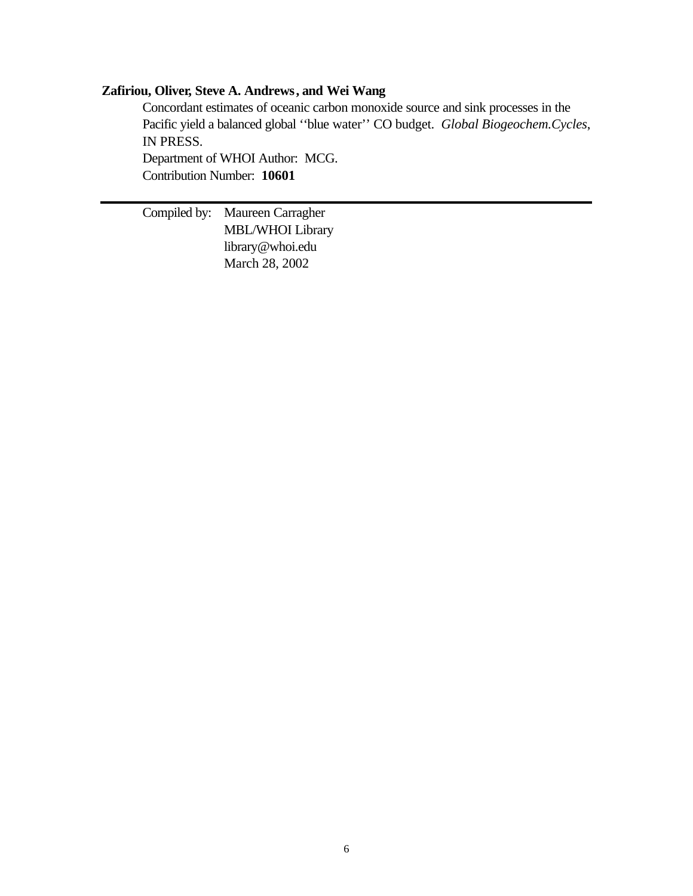**Zafiriou, Oliver, Steve A. Andrews, and Wei Wang**

Concordant estimates of oceanic carbon monoxide source and sink processes in the Pacific yield a balanced global ''blue water'' CO budget. *Global Biogeochem.Cycles*, IN PRESS.

Department of WHOI Author: MCG.

Contribution Number: **10601**

---

Compiled by: Maureen Carragher
MBL/WHOI Library
library@whoi.edu
March 28, 2002